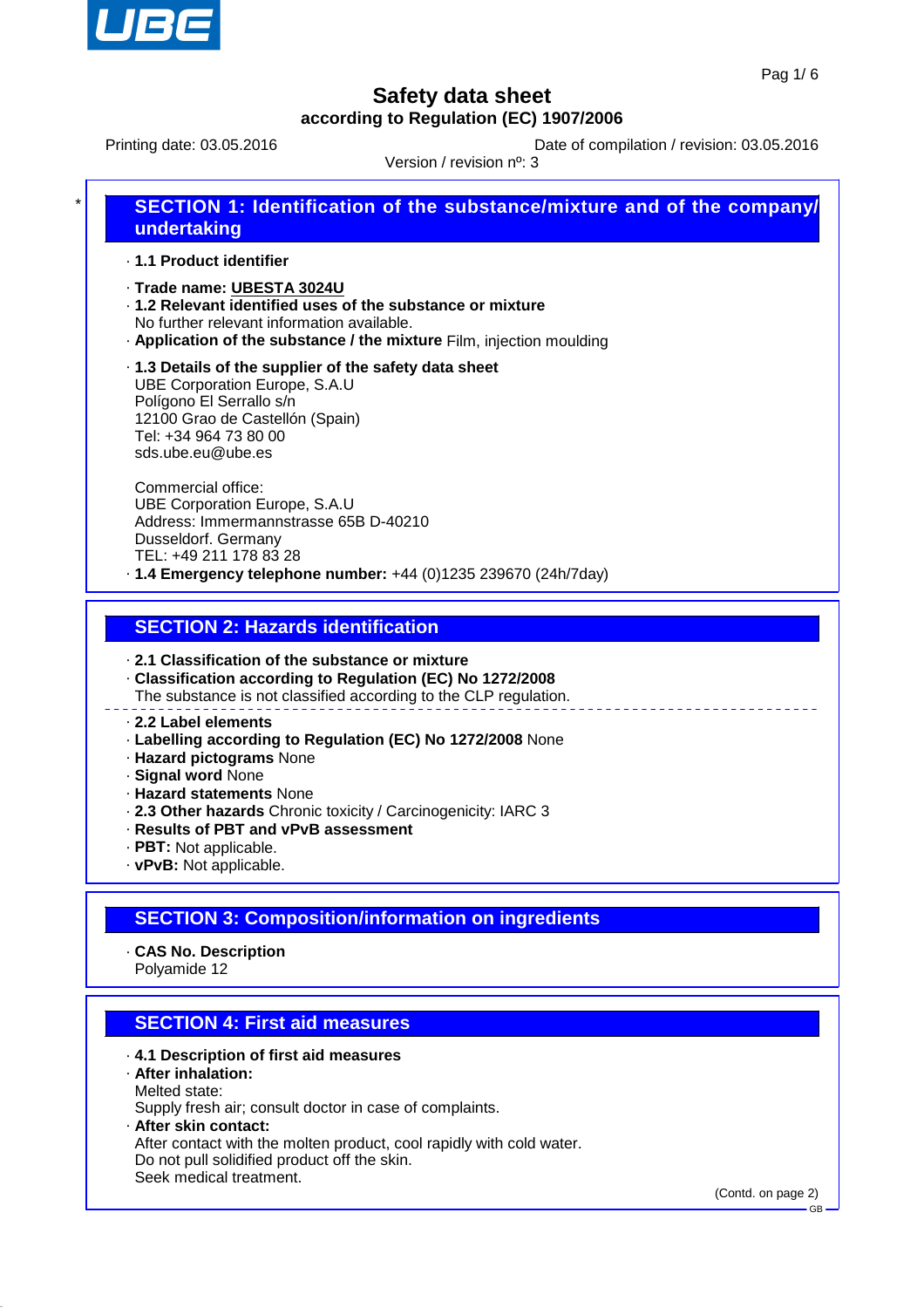# Safety data sheet

**according to Regulation (EC) 1907/2006**

Printing date: 03.05.2016 Date of compilation / revision: 03.05.2016

Version / revision nº: 3

\* 

## SECTION 1: Identification of the substance/mixture and of the company/ undertaking

· **1.1 Product identifier**

· **Trade name: UBESTA 3024U**

· **1.2 Relevant identified uses of the substance or mixture**
No further relevant information available.

· **Application of the substance / the mixture** Film, injection moulding

· **1.3 Details of the supplier of the safety data sheet**
UBE Corporation Europe, S.A.U
Polígono El Serrallo s/n
12100 Grao de Castellón (Spain)
Tel: +34 964 73 80 00
sds.ube.eu@ube.es

Commercial office:
UBE Corporation Europe, S.A.U
Address: Immermannstrasse 65B D-40210
Dusseldorf. Germany
TEL: +49 211 178 83 28

· **1.4 Emergency telephone number:** +44 (0)1235 239670 (24h/7day)

## SECTION 2: Hazards identification

· **2.1 Classification of the substance or mixture**

· **Classification according to Regulation (EC) No 1272/2008**
The substance is not classified according to the CLP regulation.

· **2.2 Label elements**

· **Labelling according to Regulation (EC) No 1272/2008** None

· **Hazard pictograms** None

· **Signal word** None

· **Hazard statements** None

· **2.3 Other hazards** Chronic toxicity / Carcinogenicity: IARC 3

· **Results of PBT and vPvB assessment**

· **PBT:** Not applicable.

· **vPvB:** Not applicable.

## SECTION 3: Composition/information on ingredients

· **CAS No. Description**
Polyamide 12

## SECTION 4: First aid measures

· **4.1 Description of first aid measures**

· **After inhalation:**
Melted state:
Supply fresh air; consult doctor in case of complaints.

· **After skin contact:**
After contact with the molten product, cool rapidly with cold water.
Do not pull solidified product off the skin.
Seek medical treatment.

(Contd. on page 2)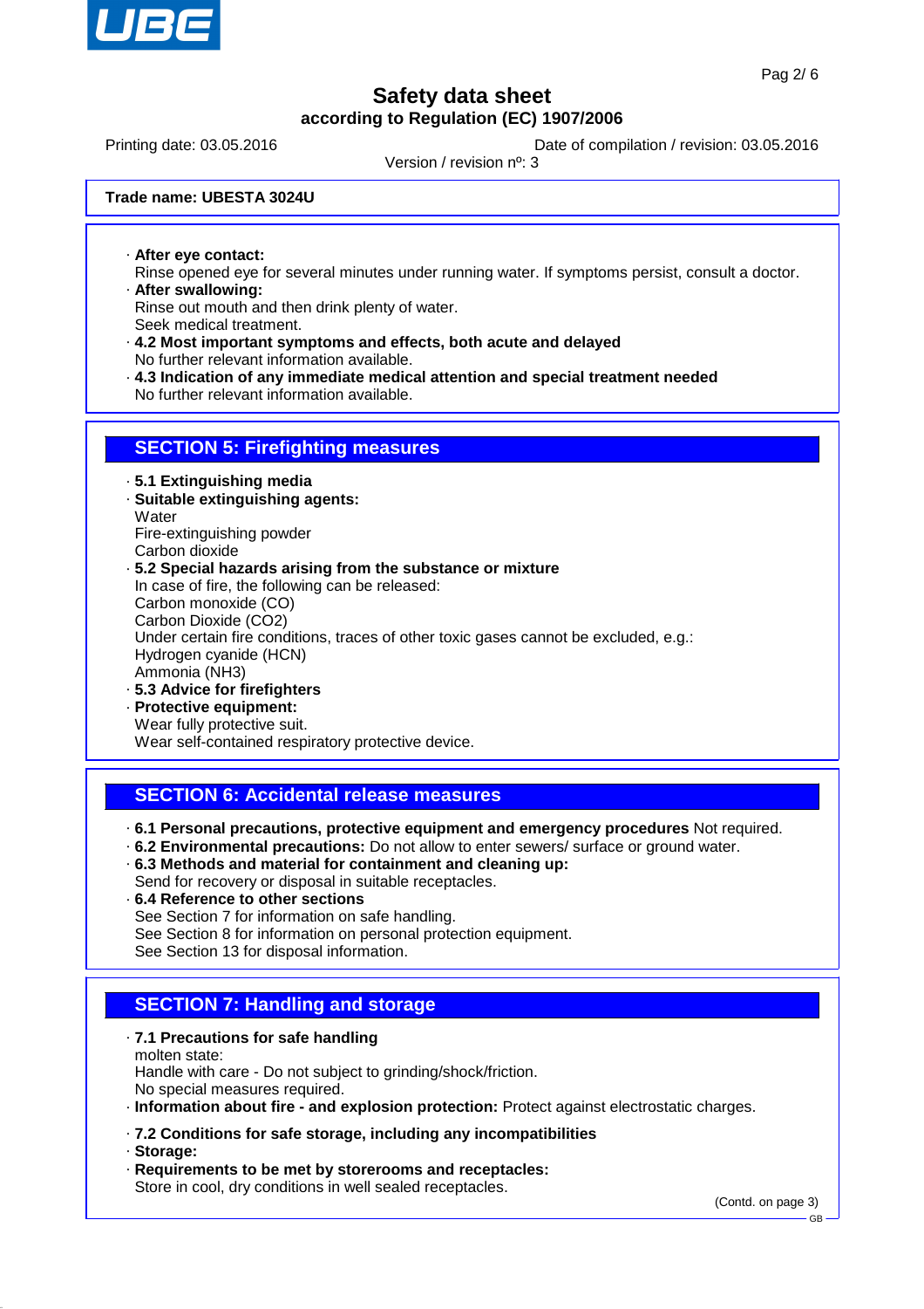**Trade name: UBESTA 3024U**

· **After eye contact:**
Rinse opened eye for several minutes under running water. If symptoms persist, consult a doctor.
· **After swallowing:**
Rinse out mouth and then drink plenty of water.
Seek medical treatment.
· **4.2 Most important symptoms and effects, both acute and delayed**
No further relevant information available.
· **4.3 Indication of any immediate medical attention and special treatment needed**
No further relevant information available.

## SECTION 5: Firefighting measures

· **5.1 Extinguishing media**
· **Suitable extinguishing agents:**
Water
Fire-extinguishing powder
Carbon dioxide
· **5.2 Special hazards arising from the substance or mixture**
In case of fire, the following can be released:
Carbon monoxide (CO)
Carbon Dioxide ($CO_2$)
Under certain fire conditions, traces of other toxic gases cannot be excluded, e.g.:
Hydrogen cyanide (HCN)
Ammonia ($NH_3$)
· **5.3 Advice for firefighters**
· **Protective equipment:**
Wear fully protective suit.
Wear self-contained respiratory protective device.

## SECTION 6: Accidental release measures

· **6.1 Personal precautions, protective equipment and emergency procedures** Not required.
· **6.2 Environmental precautions:** Do not allow to enter sewers/ surface or ground water.
· **6.3 Methods and material for containment and cleaning up:**
Send for recovery or disposal in suitable receptacles.
· **6.4 Reference to other sections**
See Section 7 for information on safe handling.
See Section 8 for information on personal protection equipment.
See Section 13 for disposal information.

## SECTION 7: Handling and storage

· **7.1 Precautions for safe handling**
molten state:
Handle with care - Do not subject to grinding/shock/friction.
No special measures required.
· **Information about fire - and explosion protection:** Protect against electrostatic charges.

· **7.2 Conditions for safe storage, including any incompatibilities**
· **Storage:**
· **Requirements to be met by storerooms and receptacles:**
Store in cool, dry conditions in well sealed receptacles.

(Contd. on page 3)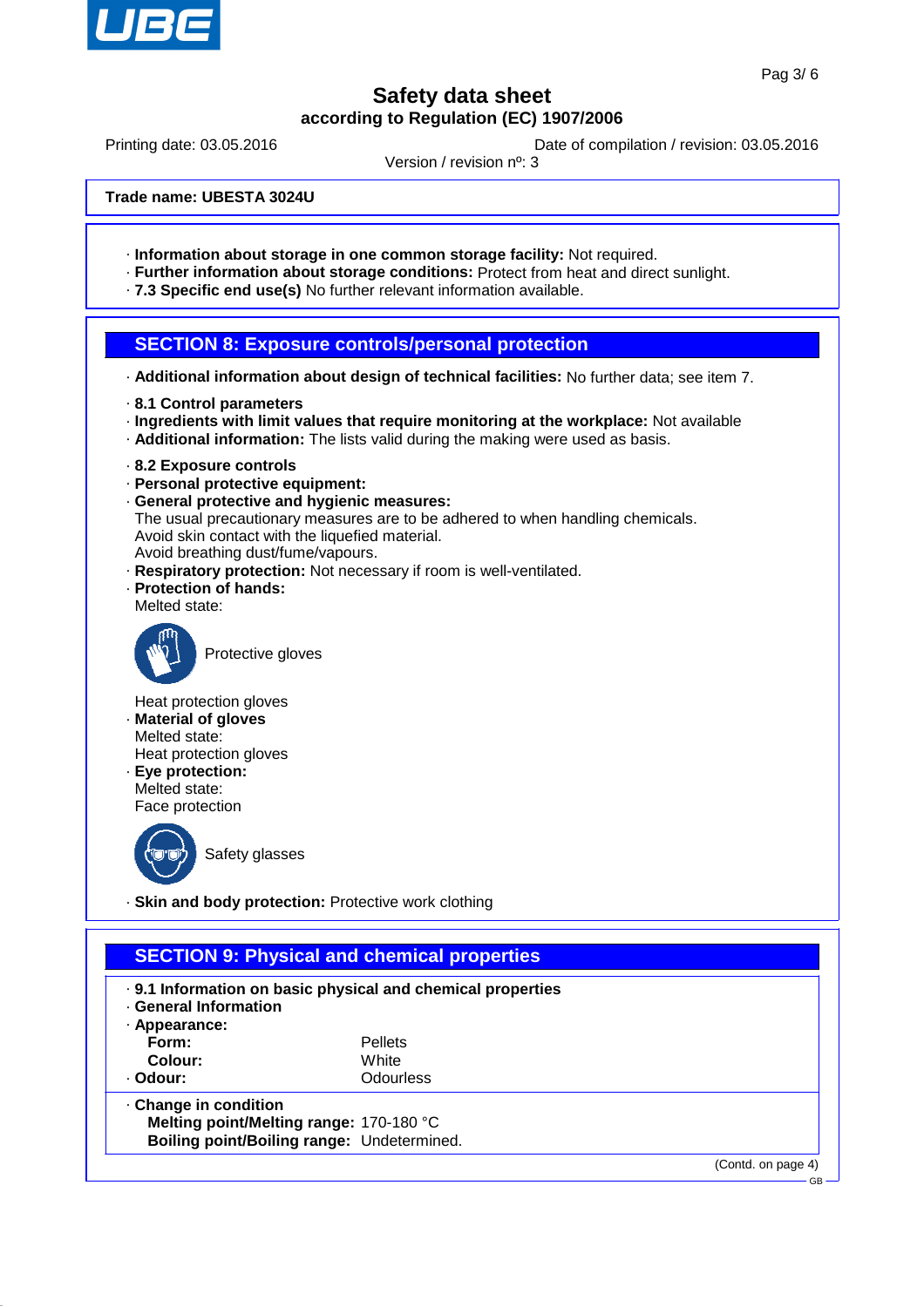**Trade name: UBESTA 3024U**

· **Information about storage in one common storage facility:** Not required.
· **Further information about storage conditions:** Protect from heat and direct sunlight.
· **7.3 Specific end use(s)** No further relevant information available.

## SECTION 8: Exposure controls/personal protection

· **Additional information about design of technical facilities:** No further data; see item 7.

· **8.1 Control parameters**
· **Ingredients with limit values that require monitoring at the workplace:** Not available
· **Additional information:** The lists valid during the making were used as basis.

· **8.2 Exposure controls**
· **Personal protective equipment:**
· **General protective and hygienic measures:**
The usual precautionary measures are to be adhered to when handling chemicals.
Avoid skin contact with the liquefied material.
Avoid breathing dust/fume/vapours.
· **Respiratory protection:** Not necessary if room is well-ventilated.
· **Protection of hands:**
Melted state:

Protective gloves

Heat protection gloves
· **Material of gloves**
Melted state:
Heat protection gloves
· **Eye protection:**
Melted state:
Face protection

Safety glasses

· **Skin and body protection:** Protective work clothing

## SECTION 9: Physical and chemical properties

· **9.1 Information on basic physical and chemical properties**
· **General Information**
· **Appearance:**

| | |
|---|---|
| **Form:** | Pellets |
| **Colour:** | White |
| · **Odour:** | Odourless |

· **Change in condition**

| | |
|---|---|
| **Melting point/Melting range:** | 170-180 °C |
| **Boiling point/Boiling range:** | Undetermined. |

(Contd. on page 4)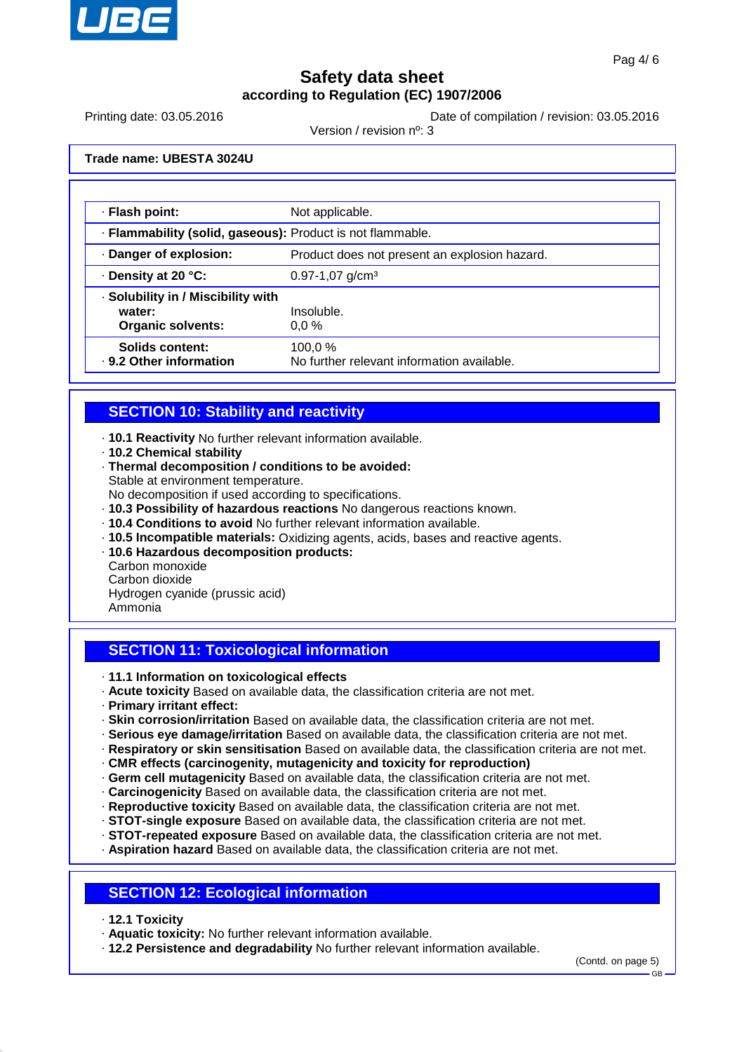**Trade name: UBESTA 3024U**

| | |
|---|---|
| · **Flash point:** | Not applicable. |
| · **Flammability (solid, gaseous):** | Product is not flammable. |
| · **Danger of explosion:** | Product does not present an explosion hazard. |
| · **Density at 20 °C:** | 0.97-1,07 g/cm³ |
| · **Solubility in / Miscibility with** **water:** **Organic solvents:** | Insoluble. 0,0 % |
| **Solids content:** · **9.2 Other information** | 100,0 % No further relevant information available. |

## SECTION 10: Stability and reactivity

- · **10.1 Reactivity** No further relevant information available.
- · **10.2 Chemical stability**
- · **Thermal decomposition / conditions to be avoided:**
  Stable at environment temperature.
  No decomposition if used according to specifications.
- · **10.3 Possibility of hazardous reactions** No dangerous reactions known.
- · **10.4 Conditions to avoid** No further relevant information available.
- · **10.5 Incompatible materials:** Oxidizing agents, acids, bases and reactive agents.
- · **10.6 Hazardous decomposition products:**
  Carbon monoxide
  Carbon dioxide
  Hydrogen cyanide (prussic acid)
  Ammonia

## SECTION 11: Toxicological information

- · **11.1 Information on toxicological effects**
- · **Acute toxicity** Based on available data, the classification criteria are not met.
- · **Primary irritant effect:**
- · **Skin corrosion/irritation** Based on available data, the classification criteria are not met.
- · **Serious eye damage/irritation** Based on available data, the classification criteria are not met.
- · **Respiratory or skin sensitisation** Based on available data, the classification criteria are not met.
- · **CMR effects (carcinogenity, mutagenicity and toxicity for reproduction)**
- · **Germ cell mutagenicity** Based on available data, the classification criteria are not met.
- · **Carcinogenicity** Based on available data, the classification criteria are not met.
- · **Reproductive toxicity** Based on available data, the classification criteria are not met.
- · **STOT-single exposure** Based on available data, the classification criteria are not met.
- · **STOT-repeated exposure** Based on available data, the classification criteria are not met.
- · **Aspiration hazard** Based on available data, the classification criteria are not met.

## SECTION 12: Ecological information

- · **12.1 Toxicity**
- · **Aquatic toxicity:** No further relevant information available.
- · **12.2 Persistence and degradability** No further relevant information available.

(Contd. on page 5)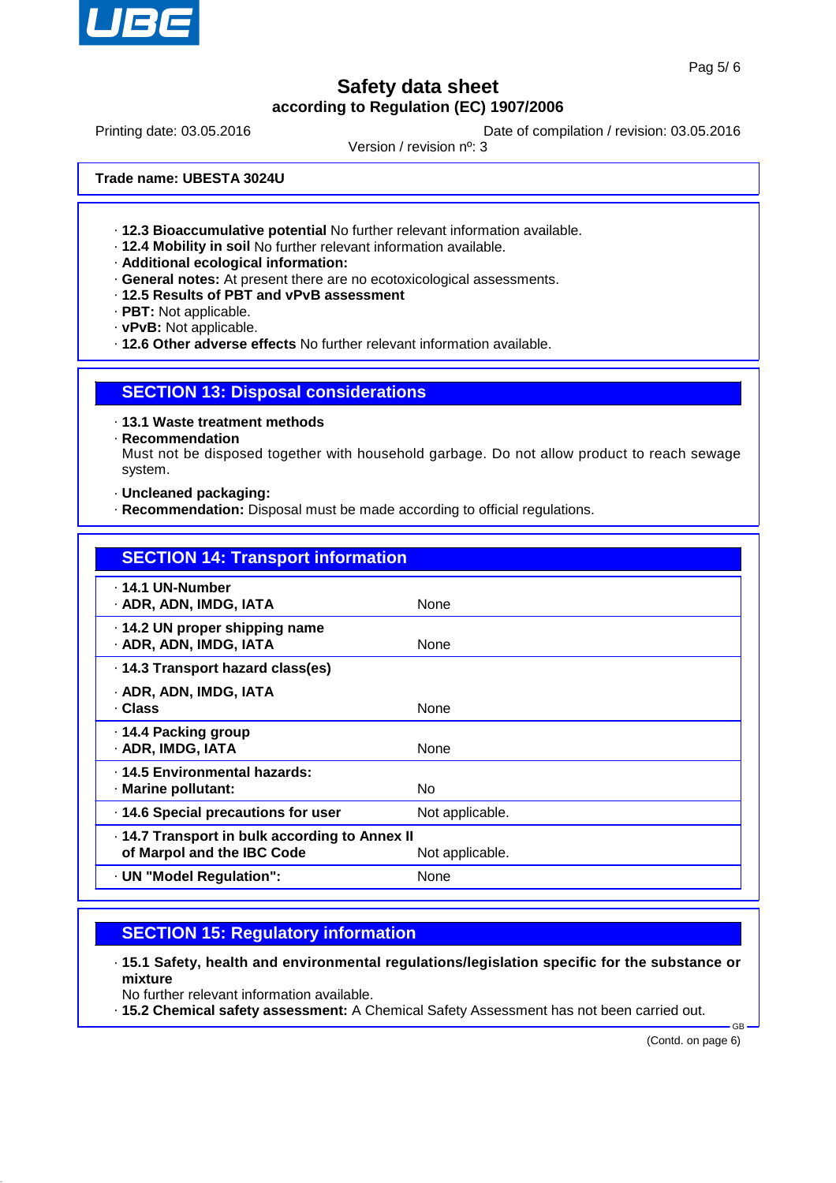**Trade name: UBESTA 3024U**

· **12.3 Bioaccumulative potential** No further relevant information available.
· **12.4 Mobility in soil** No further relevant information available.
· **Additional ecological information:**
· **General notes:** At present there are no ecotoxicological assessments.
· **12.5 Results of PBT and vPvB assessment**
· **PBT:** Not applicable.
· **vPvB:** Not applicable.
· **12.6 Other adverse effects** No further relevant information available.

## SECTION 13: Disposal considerations

· **13.1 Waste treatment methods**
· **Recommendation**
Must not be disposed together with household garbage. Do not allow product to reach sewage system.

· **Uncleaned packaging:**
· **Recommendation:** Disposal must be made according to official regulations.

## SECTION 14: Transport information

| | |
|---|---|
| · **14.1 UN-Number**<br>· **ADR, ADN, IMDG, IATA** | None |
| · **14.2 UN proper shipping name**<br>· **ADR, ADN, IMDG, IATA** | None |
| · **14.3 Transport hazard class(es)**<br>· **ADR, ADN, IMDG, IATA**<br>· **Class** | None |
| · **14.4 Packing group**<br>· **ADR, IMDG, IATA** | None |
| · **14.5 Environmental hazards:**<br>· **Marine pollutant:** | No |
| · **14.6 Special precautions for user** | Not applicable. |
| · **14.7 Transport in bulk according to Annex II of Marpol and the IBC Code** | Not applicable. |
| · **UN "Model Regulation":** | None |

## SECTION 15: Regulatory information

· **15.1 Safety, health and environmental regulations/legislation specific for the substance or mixture**
No further relevant information available.
· **15.2 Chemical safety assessment:** A Chemical Safety Assessment has not been carried out.

(Contd. on page 6)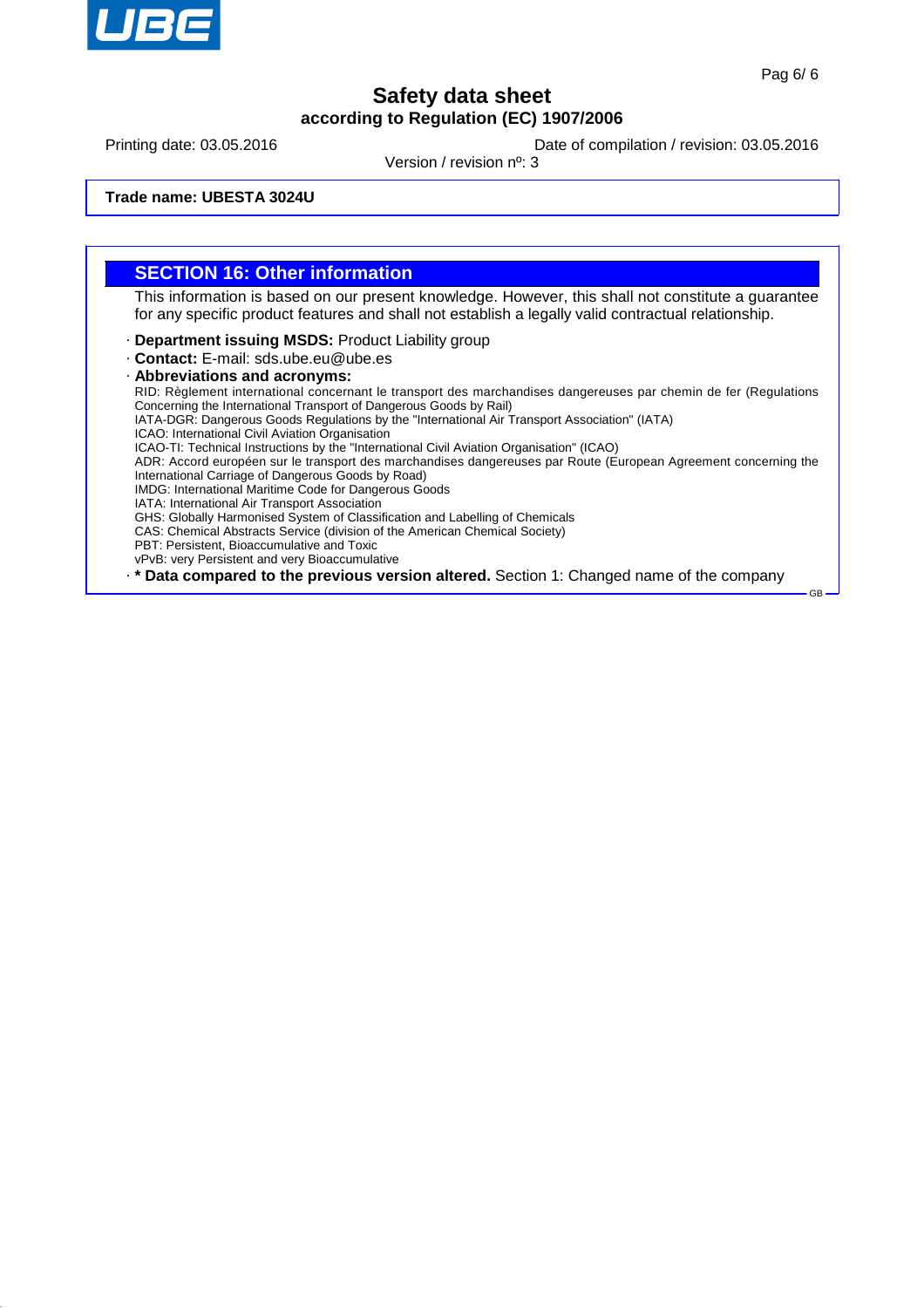**Trade name: UBESTA 3024U**

## SECTION 16: Other information

This information is based on our present knowledge. However, this shall not constitute a guarantee for any specific product features and shall not establish a legally valid contractual relationship.

· **Department issuing MSDS:** Product Liability group

· **Contact:** E-mail: sds.ube.eu@ube.es

· **Abbreviations and acronyms:**

RID: Règlement international concernant le transport des marchandises dangereuses par chemin de fer (Regulations Concerning the International Transport of Dangerous Goods by Rail)
IATA-DGR: Dangerous Goods Regulations by the "International Air Transport Association" (IATA)
ICAO: International Civil Aviation Organisation
ICAO-TI: Technical Instructions by the "International Civil Aviation Organisation" (ICAO)
ADR: Accord européen sur le transport des marchandises dangereuses par Route (European Agreement concerning the International Carriage of Dangerous Goods by Road)
IMDG: International Maritime Code for Dangerous Goods
IATA: International Air Transport Association
GHS: Globally Harmonised System of Classification and Labelling of Chemicals
CAS: Chemical Abstracts Service (division of the American Chemical Society)
PBT: Persistent, Bioaccumulative and Toxic
vPvB: very Persistent and very Bioaccumulative

· **\* Data compared to the previous version altered.** Section 1: Changed name of the company